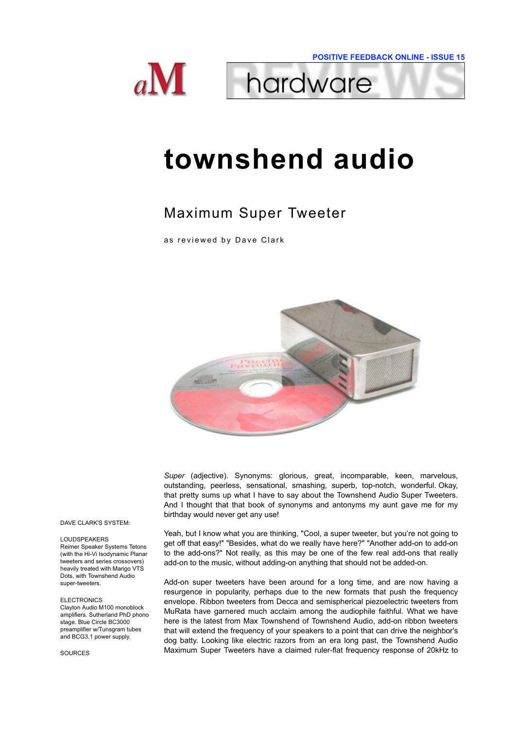# townshend audio

## Maximum Super Tweeter

as reviewed by Dave Clark

*Super* (adjective). Synonyms: glorious, great, incomparable, keen, marvelous, outstanding, peerless, sensational, smashing, superb, top-notch, wonderful. Okay, that pretty sums up what I have to say about the Townshend Audio Super Tweeters. And I thought that that book of synonyms and antonyms my aunt gave me for my birthday would never get any use!

Yeah, but I know what you are thinking, "Cool, a super tweeter, but you're not going to get off that easy!" "Besides, what do we really have here?" "Another add-on to add-on to the add-ons?" Not really, as this may be one of the few real add-ons that really add-on to the music, without adding-on anything that should not be added-on.

Add-on super tweeters have been around for a long time, and are now having a resurgence in popularity, perhaps due to the new formats that push the frequency envelope. Ribbon tweeters from Decca and semispherical piezoelectric tweeters from MuRata have garnered much acclaim among the audiophile faithful. What we have here is the latest from Max Townshend of Townshend Audio, add-on ribbon tweeters that will extend the frequency of your speakers to a point that can drive the neighbor's dog batty. Looking like electric razors from an era long past, the Townshend Audio Maximum Super Tweeters have a claimed ruler-flat frequency response of 20kHz to

DAVE CLARK'S SYSTEM:

LOUDSPEAKERS
Reimer Speaker Systems Tetons (with the Hi-Vi Isodynamic Planar tweeters and series crossovers) heavily treated with Marigo VTS Dots, with Townshend Audio super-tweeters.

ELECTRONICS
Clayton Audio M100 monoblock amplifiers. Sutherland PhD phono stage. Blue Circle BC3000 preamplifier w/Tunsgram tubes and BCG3.1 power supply.

SOURCES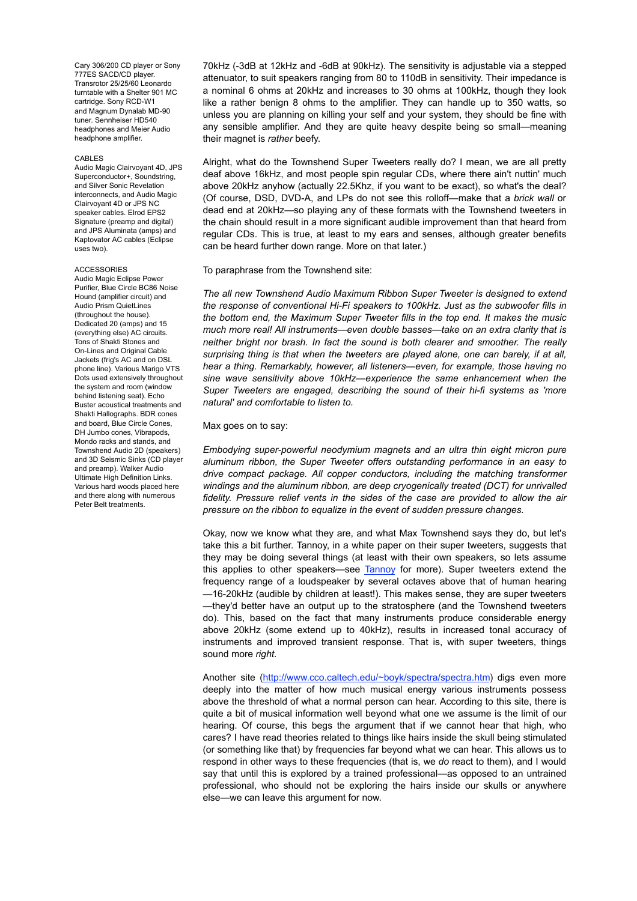Cary 306/200 CD player or Sony 777ES SACD/CD player. Transrotor 25/25/60 Leonardo turntable with a Shelter 901 MC cartridge. Sony RCD-W1 and Magnum Dynalab MD-90 tuner. Sennheiser HD540 headphones and Meier Audio headphone amplifier.

CABLES
Audio Magic Clairvoyant 4D, JPS Superconductor+, Soundstring, and Silver Sonic Revelation interconnects, and Audio Magic Clairvoyant 4D or JPS NC speaker cables. Elrod EPS2 Signature (preamp and digital) and JPS Aluminata (amps) and Kaptovator AC cables (Eclipse uses two).

ACCESSORIES
Audio Magic Eclipse Power Purifier, Blue Circle BC86 Noise Hound (amplifier circuit) and Audio Prism QuietLines (throughout the house). Dedicated 20 (amps) and 15 (everything else) AC circuits. Tons of Shakti Stones and On-Lines and Original Cable Jackets (frig's AC and on DSL phone line). Various Marigo VTS Dots used extensively throughout the system and room (window behind listening seat). Echo Buster acoustical treatments and Shakti Hallographs. BDR cones and board, Blue Circle Cones, DH Jumbo cones, Vibrapods, Mondo racks and stands, and Townshend Audio 2D (speakers) and 3D Seismic Sinks (CD player and preamp). Walker Audio Ultimate High Definition Links. Various hard woods placed here and there along with numerous Peter Belt treatments.

70kHz (-3dB at 12kHz and -6dB at 90kHz). The sensitivity is adjustable via a stepped attenuator, to suit speakers ranging from 80 to 110dB in sensitivity. Their impedance is a nominal 6 ohms at 20kHz and increases to 30 ohms at 100kHz, though they look like a rather benign 8 ohms to the amplifier. They can handle up to 350 watts, so unless you are planning on killing your self and your system, they should be fine with any sensible amplifier. And they are quite heavy despite being so small—meaning their magnet is *rather* beefy.

Alright, what do the Townshend Super Tweeters really do? I mean, we are all pretty deaf above 16kHz, and most people spin regular CDs, where there ain't nuttin' much above 20kHz anyhow (actually 22.5Khz, if you want to be exact), so what's the deal? (Of course, DSD, DVD-A, and LPs do not see this rolloff—make that a *brick wall* or dead end at 20kHz—so playing any of these formats with the Townshend tweeters in the chain should result in a more significant audible improvement than that heard from regular CDs. This is true, at least to my ears and senses, although greater benefits can be heard further down range. More on that later.)

To paraphrase from the Townshend site:

*The all new Townshend Audio Maximum Ribbon Super Tweeter is designed to extend the response of conventional Hi-Fi speakers to 100kHz. Just as the subwoofer fills in the bottom end, the Maximum Super Tweeter fills in the top end. It makes the music much more real! All instruments—even double basses—take on an extra clarity that is neither bright nor brash. In fact the sound is both clearer and smoother. The really surprising thing is that when the tweeters are played alone, one can barely, if at all, hear a thing. Remarkably, however, all listeners—even, for example, those having no sine wave sensitivity above 10kHz—experience the same enhancement when the Super Tweeters are engaged, describing the sound of their hi-fi systems as 'more natural' and comfortable to listen to.*

Max goes on to say:

*Embodying super-powerful neodymium magnets and an ultra thin eight micron pure aluminum ribbon, the Super Tweeter offers outstanding performance in an easy to drive compact package. All copper conductors, including the matching transformer windings and the aluminum ribbon, are deep cryogenically treated (DCT) for unrivalled fidelity. Pressure relief vents in the sides of the case are provided to allow the air pressure on the ribbon to equalize in the event of sudden pressure changes.*

Okay, now we know what they are, and what Max Townshend says they do, but let's take this a bit further. Tannoy, in a white paper on their super tweeters, suggests that they may be doing several things (at least with their own speakers, so lets assume this applies to other speakers—see [Tannoy] for more). Super tweeters extend the frequency range of a loudspeaker by several octaves above that of human hearing—16-20kHz (audible by children at least!). This makes sense, they are super tweeters—they'd better have an output up to the stratosphere (and the Townshend tweeters do). This, based on the fact that many instruments produce considerable energy above 20kHz (some extend up to 40kHz), results in increased tonal accuracy of instruments and improved transient response. That is, with super tweeters, things sound more *right*.

Another site (http://www.cco.caltech.edu/~boyk/spectra/spectra.htm) digs even more deeply into the matter of how much musical energy various instruments possess above the threshold of what a normal person can hear. According to this site, there is quite a bit of musical information well beyond what one we assume is the limit of our hearing. Of course, this begs the argument that if we cannot hear that high, who cares? I have read theories related to things like hairs inside the skull being stimulated (or something like that) by frequencies far beyond what we can hear. This allows us to respond in other ways to these frequencies (that is, we *do* react to them), and I would say that until this is explored by a trained professional—as opposed to an untrained professional, who should not be exploring the hairs inside our skulls or anywhere else—we can leave this argument for now.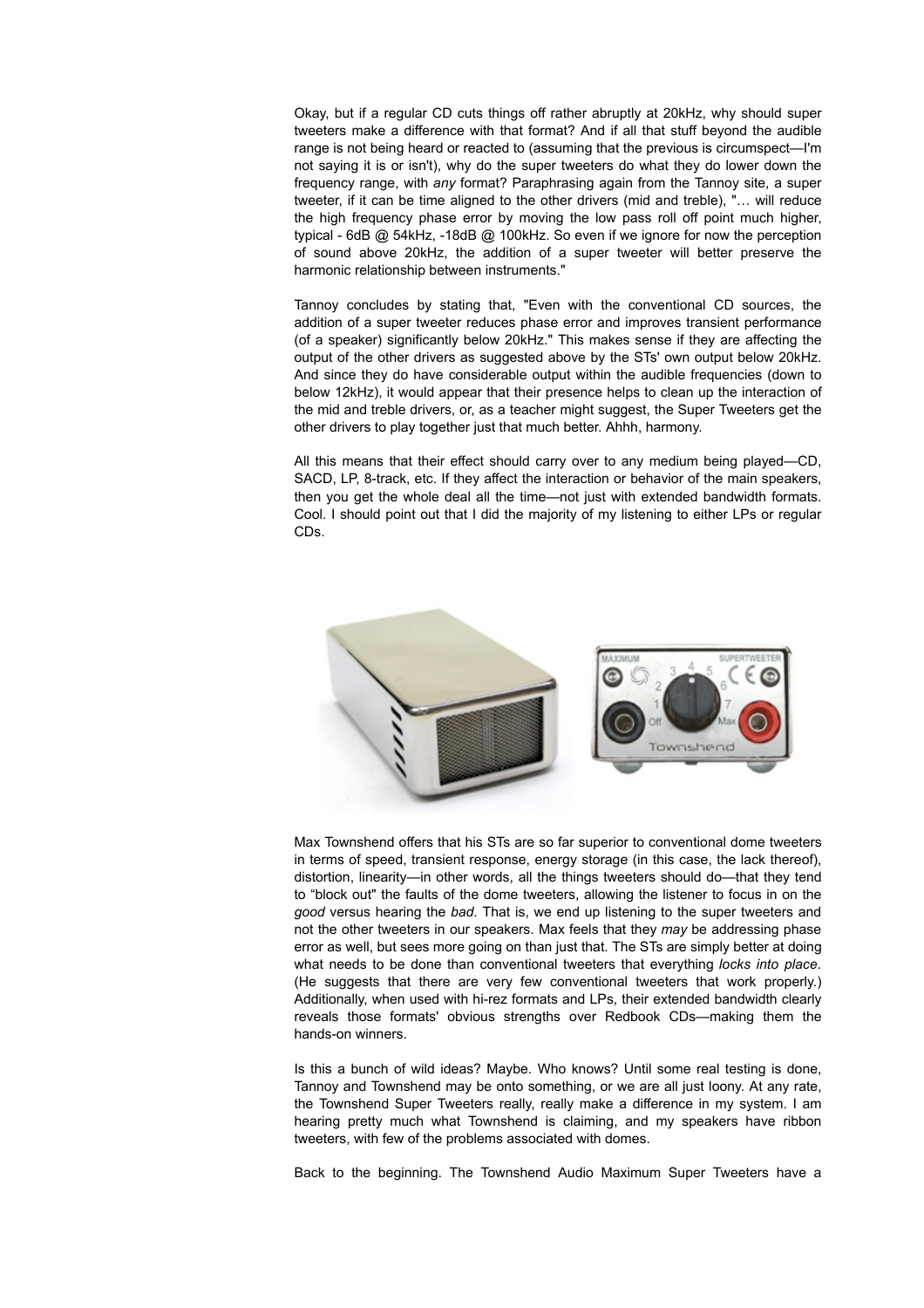Okay, but if a regular CD cuts things off rather abruptly at 20kHz, why should super tweeters make a difference with that format? And if all that stuff beyond the audible range is not being heard or reacted to (assuming that the previous is circumspect—I'm not saying it is or isn't), why do the super tweeters do what they do lower down the frequency range, with *any* format? Paraphrasing again from the Tannoy site, a super tweeter, if it can be time aligned to the other drivers (mid and treble), "… will reduce the high frequency phase error by moving the low pass roll off point much higher, typical - 6dB @ 54kHz, -18dB @ 100kHz. So even if we ignore for now the perception of sound above 20kHz, the addition of a super tweeter will better preserve the harmonic relationship between instruments."

Tannoy concludes by stating that, "Even with the conventional CD sources, the addition of a super tweeter reduces phase error and improves transient performance (of a speaker) significantly below 20kHz." This makes sense if they are affecting the output of the other drivers as suggested above by the STs' own output below 20kHz. And since they do have considerable output within the audible frequencies (down to below 12kHz), it would appear that their presence helps to clean up the interaction of the mid and treble drivers, or, as a teacher might suggest, the Super Tweeters get the other drivers to play together just that much better. Ahhh, harmony.

All this means that their effect should carry over to any medium being played—CD, SACD, LP, 8-track, etc. If they affect the interaction or behavior of the main speakers, then you get the whole deal all the time—not just with extended bandwidth formats. Cool. I should point out that I did the majority of my listening to either LPs or regular CDs.

Max Townshend offers that his STs are so far superior to conventional dome tweeters in terms of speed, transient response, energy storage (in this case, the lack thereof), distortion, linearity—in other words, all the things tweeters should do—that they tend to "block out" the faults of the dome tweeters, allowing the listener to focus in on the *good* versus hearing the *bad*. That is, we end up listening to the super tweeters and not the other tweeters in our speakers. Max feels that they *may* be addressing phase error as well, but sees more going on than just that. The STs are simply better at doing what needs to be done than conventional tweeters that everything *locks into place*. (He suggests that there are very few conventional tweeters that work properly.) Additionally, when used with hi-rez formats and LPs, their extended bandwidth clearly reveals those formats' obvious strengths over Redbook CDs—making them the hands-on winners.

Is this a bunch of wild ideas? Maybe. Who knows? Until some real testing is done, Tannoy and Townshend may be onto something, or we are all just loony. At any rate, the Townshend Super Tweeters really, really make a difference in my system. I am hearing pretty much what Townshend is claiming, and my speakers have ribbon tweeters, with few of the problems associated with domes.

Back to the beginning. The Townshend Audio Maximum Super Tweeters have a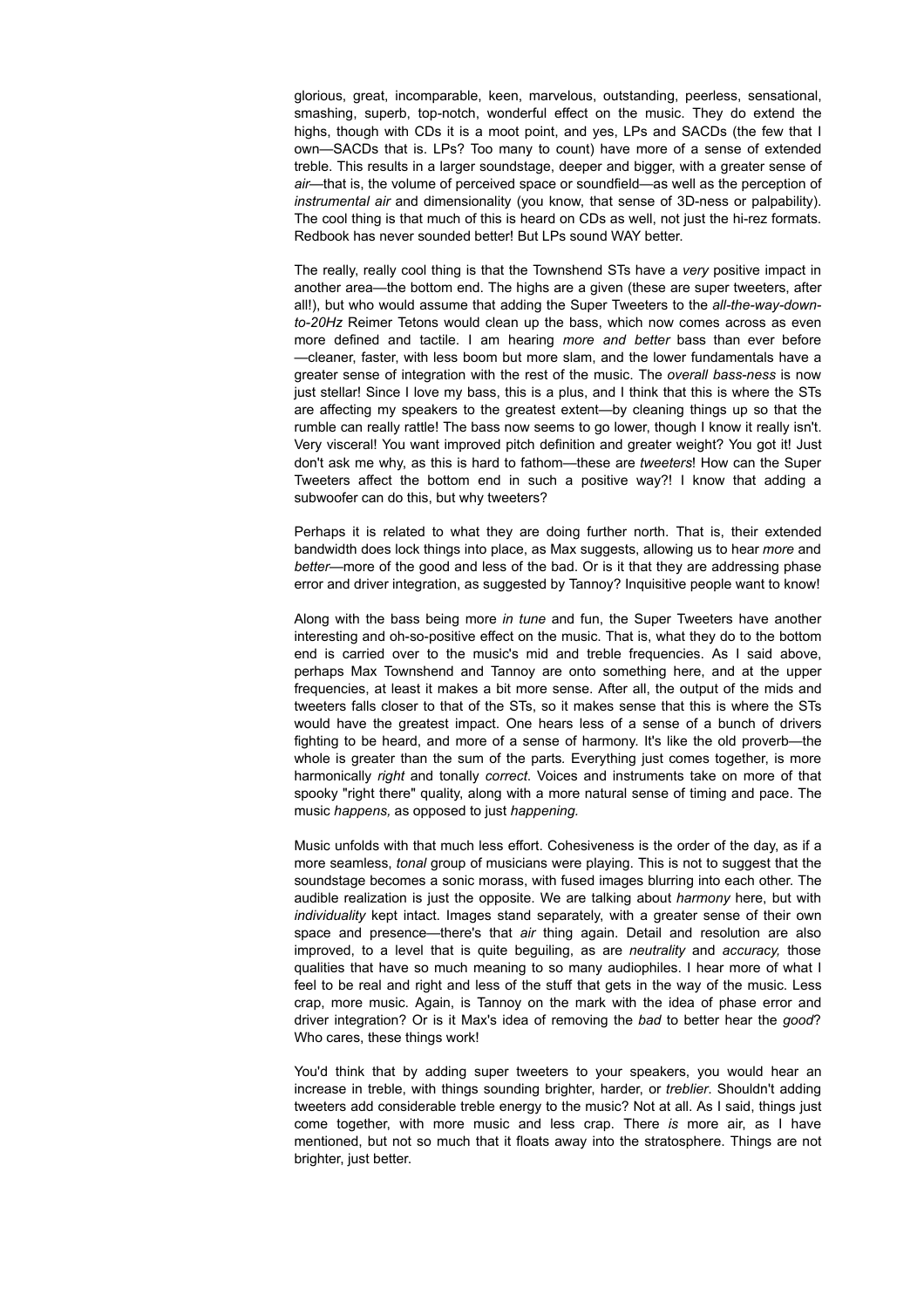glorious, great, incomparable, keen, marvelous, outstanding, peerless, sensational, smashing, superb, top-notch, wonderful effect on the music. They do extend the highs, though with CDs it is a moot point, and yes, LPs and SACDs (the few that I own—SACDs that is. LPs? Too many to count) have more of a sense of extended treble. This results in a larger soundstage, deeper and bigger, with a greater sense of *air*—that is, the volume of perceived space or soundfield—as well as the perception of *instrumental air* and dimensionality (you know, that sense of 3D-ness or palpability). The cool thing is that much of this is heard on CDs as well, not just the hi-rez formats. Redbook has never sounded better! But LPs sound WAY better.

The really, really cool thing is that the Townshend STs have a *very* positive impact in another area—the bottom end. The highs are a given (these are super tweeters, after all!), but who would assume that adding the Super Tweeters to the *all-the-way-down-to-20Hz* Reimer Tetons would clean up the bass, which now comes across as even more defined and tactile. I am hearing *more and better* bass than ever before—cleaner, faster, with less boom but more slam, and the lower fundamentals have a greater sense of integration with the rest of the music. The *overall bass-ness* is now just stellar! Since I love my bass, this is a plus, and I think that this is where the STs are affecting my speakers to the greatest extent—by cleaning things up so that the rumble can really rattle! The bass now seems to go lower, though I know it really isn't. Very visceral! You want improved pitch definition and greater weight? You got it! Just don't ask me why, as this is hard to fathom—these are *tweeters*! How can the Super Tweeters affect the bottom end in such a positive way?! I know that adding a subwoofer can do this, but why tweeters?

Perhaps it is related to what they are doing further north. That is, their extended bandwidth does lock things into place, as Max suggests, allowing us to hear *more* and *better*—more of the good and less of the bad. Or is it that they are addressing phase error and driver integration, as suggested by Tannoy? Inquisitive people want to know!

Along with the bass being more *in tune* and fun, the Super Tweeters have another interesting and oh-so-positive effect on the music. That is, what they do to the bottom end is carried over to the music's mid and treble frequencies. As I said above, perhaps Max Townshend and Tannoy are onto something here, and at the upper frequencies, at least it makes a bit more sense. After all, the output of the mids and tweeters falls closer to that of the STs, so it makes sense that this is where the STs would have the greatest impact. One hears less of a sense of a bunch of drivers fighting to be heard, and more of a sense of harmony. It's like the old proverb—the whole is greater than the sum of the parts. Everything just comes together, is more harmonically *right* and tonally *correct*. Voices and instruments take on more of that spooky "right there" quality, along with a more natural sense of timing and pace. The music *happens,* as opposed to just *happening.*

Music unfolds with that much less effort. Cohesiveness is the order of the day, as if a more seamless, *tonal* group of musicians were playing. This is not to suggest that the soundstage becomes a sonic morass, with fused images blurring into each other. The audible realization is just the opposite. We are talking about *harmony* here, but with *individuality* kept intact. Images stand separately, with a greater sense of their own space and presence—there's that *air* thing again. Detail and resolution are also improved, to a level that is quite beguiling, as are *neutrality* and *accuracy,* those qualities that have so much meaning to so many audiophiles. I hear more of what I feel to be real and right and less of the stuff that gets in the way of the music. Less crap, more music. Again, is Tannoy on the mark with the idea of phase error and driver integration? Or is it Max's idea of removing the *bad* to better hear the *good*? Who cares, these things work!

You'd think that by adding super tweeters to your speakers, you would hear an increase in treble, with things sounding brighter, harder, or *treblier*. Shouldn't adding tweeters add considerable treble energy to the music? Not at all. As I said, things just come together, with more music and less crap. There *is* more air, as I have mentioned, but not so much that it floats away into the stratosphere. Things are not brighter, just better.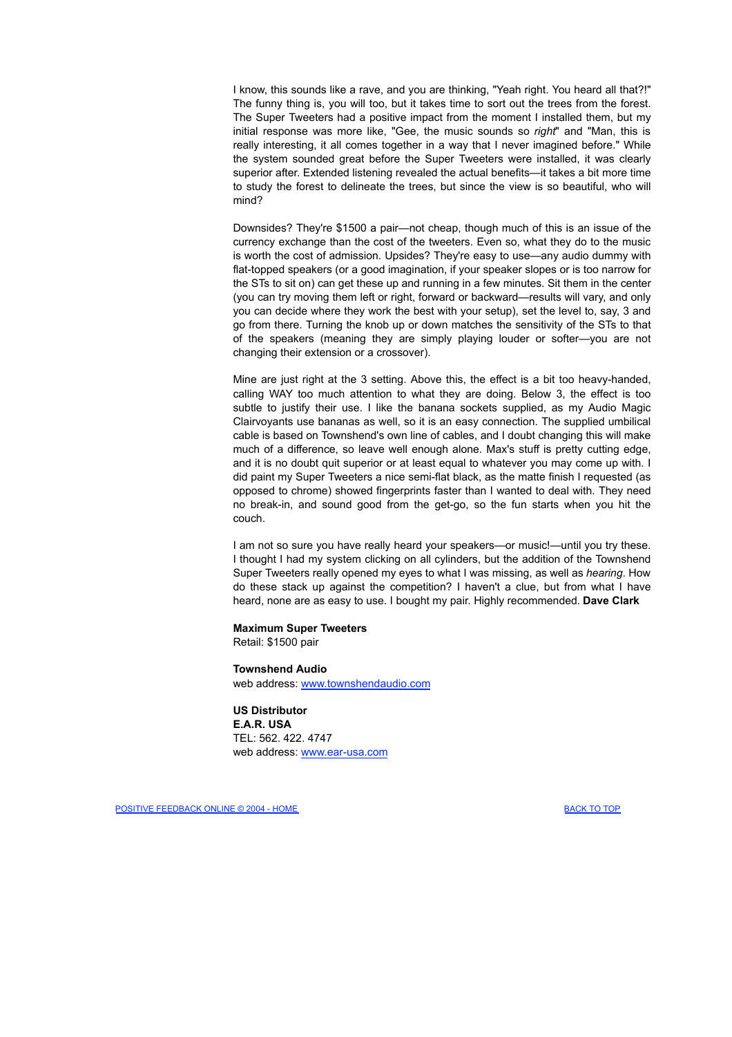I know, this sounds like a rave, and you are thinking, "Yeah right. You heard all that?!" The funny thing is, you will too, but it takes time to sort out the trees from the forest. The Super Tweeters had a positive impact from the moment I installed them, but my initial response was more like, "Gee, the music sounds so *right*" and "Man, this is really interesting, it all comes together in a way that I never imagined before." While the system sounded great before the Super Tweeters were installed, it was clearly superior after. Extended listening revealed the actual benefits—it takes a bit more time to study the forest to delineate the trees, but since the view is so beautiful, who will mind?

Downsides? They're $1500 a pair—not cheap, though much of this is an issue of the currency exchange than the cost of the tweeters. Even so, what they do to the music is worth the cost of admission. Upsides? They're easy to use—any audio dummy with flat-topped speakers (or a good imagination, if your speaker slopes or is too narrow for the STs to sit on) can get these up and running in a few minutes. Sit them in the center (you can try moving them left or right, forward or backward—results will vary, and only you can decide where they work the best with your setup), set the level to, say, 3 and go from there. Turning the knob up or down matches the sensitivity of the STs to that of the speakers (meaning they are simply playing louder or softer—you are not changing their extension or a crossover).

Mine are just right at the 3 setting. Above this, the effect is a bit too heavy-handed, calling WAY too much attention to what they are doing. Below 3, the effect is too subtle to justify their use. I like the banana sockets supplied, as my Audio Magic Clairvoyants use bananas as well, so it is an easy connection. The supplied umbilical cable is based on Townshend's own line of cables, and I doubt changing this will make much of a difference, so leave well enough alone. Max's stuff is pretty cutting edge, and it is no doubt quit superior or at least equal to whatever you may come up with. I did paint my Super Tweeters a nice semi-flat black, as the matte finish I requested (as opposed to chrome) showed fingerprints faster than I wanted to deal with. They need no break-in, and sound good from the get-go, so the fun starts when you hit the couch.

I am not so sure you have really heard your speakers—or music!—until you try these. I thought I had my system clicking on all cylinders, but the addition of the Townshend Super Tweeters really opened my eyes to what I was missing, as well as *hearing*. How do these stack up against the competition? I haven't a clue, but from what I have heard, none are as easy to use. I bought my pair. Highly recommended. **Dave Clark**

**Maximum Super Tweeters**
Retail: $1500 pair

**Townshend Audio**
web address: www.townshendaudio.com

**US Distributor**
**E.A.R. USA**
TEL: 562. 422. 4747
web address: www.ear-usa.com

POSITIVE FEEDBACK ONLINE © 2004 - HOME

BACK TO TOP